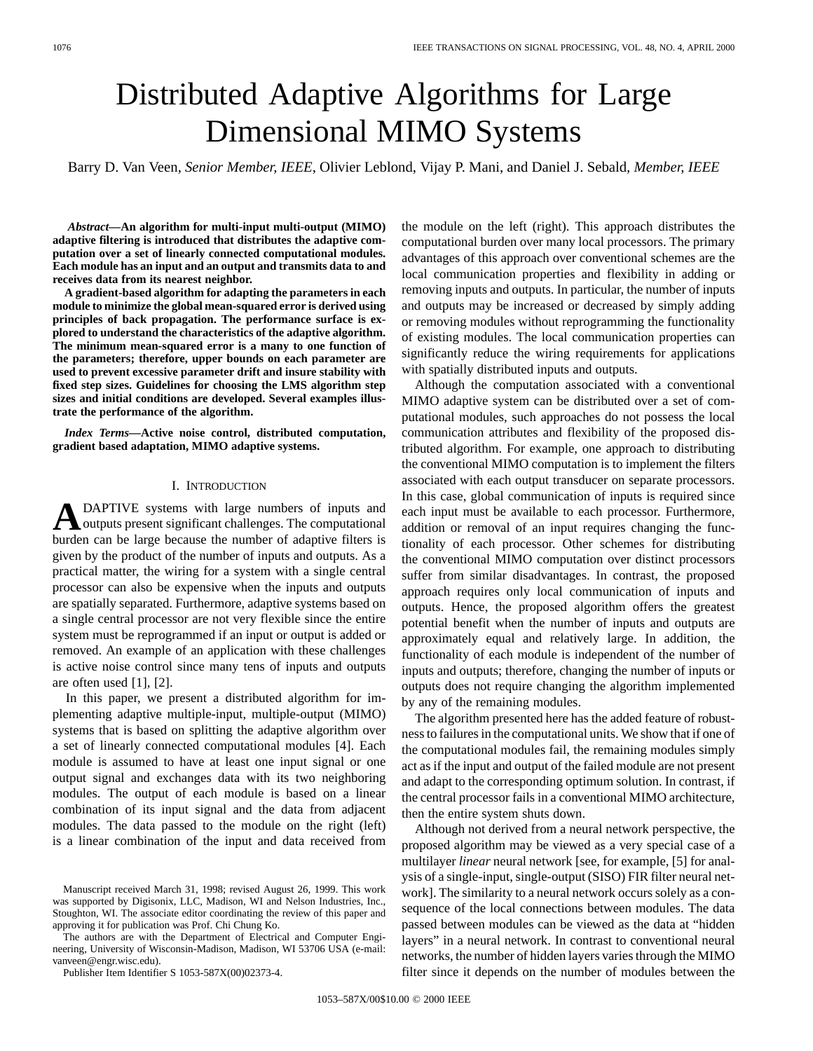# Distributed Adaptive Algorithms for Large Dimensional MIMO Systems

Barry D. Van Veen, *Senior Member, IEEE*, Olivier Leblond, Vijay P. Mani, and Daniel J. Sebald, *Member, IEEE*

***Abstract*—An algorithm for multi-input multi-output (MIMO) adaptive filtering is introduced that distributes the adaptive computation over a set of linearly connected computational modules. Each module has an input and an output and transmits data to and receives data from its nearest neighbor.**

**A gradient-based algorithm for adapting the parameters in each module to minimize the global mean-squared error is derived using principles of back propagation. The performance surface is explored to understand the characteristics of the adaptive algorithm. The minimum mean-squared error is a many to one function of the parameters; therefore, upper bounds on each parameter are used to prevent excessive parameter drift and insure stability with fixed step sizes. Guidelines for choosing the LMS algorithm step sizes and initial conditions are developed. Several examples illustrate the performance of the algorithm.**

***Index Terms*—Active noise control, distributed computation, gradient based adaptation, MIMO adaptive systems.**

## I. Introduction

Adaptive systems with large numbers of inputs and outputs present significant challenges. The computational burden can be large because the number of adaptive filters is given by the product of the number of inputs and outputs. As a practical matter, the wiring for a system with a single central processor can also be expensive when the inputs and outputs are spatially separated. Furthermore, adaptive systems based on a single central processor are not very flexible since the entire system must be reprogrammed if an input or output is added or removed. An example of an application with these challenges is active noise control since many tens of inputs and outputs are often used [1], [2].

In this paper, we present a distributed algorithm for implementing adaptive multiple-input, multiple-output (MIMO) systems that is based on splitting the adaptive algorithm over a set of linearly connected computational modules [4]. Each module is assumed to have at least one input signal or one output signal and exchanges data with its two neighboring modules. The output of each module is based on a linear combination of its input signal and the data from adjacent modules. The data passed to the module on the right (left) is a linear combination of the input and data received from the module on the left (right). This approach distributes the computational burden over many local processors. The primary advantages of this approach over conventional schemes are the local communication properties and flexibility in adding or removing inputs and outputs. In particular, the number of inputs and outputs may be increased or decreased by simply adding or removing modules without reprogramming the functionality of existing modules. The local communication properties can significantly reduce the wiring requirements for applications with spatially distributed inputs and outputs.

Although the computation associated with a conventional MIMO adaptive system can be distributed over a set of computational modules, such approaches do not possess the local communication attributes and flexibility of the proposed distributed algorithm. For example, one approach to distributing the conventional MIMO computation is to implement the filters associated with each output transducer on separate processors. In this case, global communication of inputs is required since each input must be available to each processor. Furthermore, addition or removal of an input requires changing the functionality of each processor. Other schemes for distributing the conventional MIMO computation over distinct processors suffer from similar disadvantages. In contrast, the proposed approach requires only local communication of inputs and outputs. Hence, the proposed algorithm offers the greatest potential benefit when the number of inputs and outputs are approximately equal and relatively large. In addition, the functionality of each module is independent of the number of inputs and outputs; therefore, changing the number of inputs or outputs does not require changing the algorithm implemented by any of the remaining modules.

The algorithm presented here has the added feature of robustness to failures in the computational units. We show that if one of the computational modules fail, the remaining modules simply act as if the input and output of the failed module are not present and adapt to the corresponding optimum solution. In contrast, if the central processor fails in a conventional MIMO architecture, then the entire system shuts down.

Although not derived from a neural network perspective, the proposed algorithm may be viewed as a very special case of a multilayer *linear* neural network [see, for example, [5] for analysis of a single-input, single-output (SISO) FIR filter neural network]. The similarity to a neural network occurs solely as a consequence of the local connections between modules. The data passed between modules can be viewed as the data at "hidden layers" in a neural network. In contrast to conventional neural networks, the number of hidden layers varies through the MIMO filter since it depends on the number of modules between the

Manuscript received March 31, 1998; revised August 26, 1999. This work was supported by Digisonix, LLC, Madison, WI and Nelson Industries, Inc., Stoughton, WI. The associate editor coordinating the review of this paper and approving it for publication was Prof. Chi Chung Ko.

The authors are with the Department of Electrical and Computer Engineering, University of Wisconsin-Madison, Madison, WI 53706 USA (e-mail: vanveen@engr.wisc.edu).

Publisher Item Identifier S 1053-587X(00)02373-4.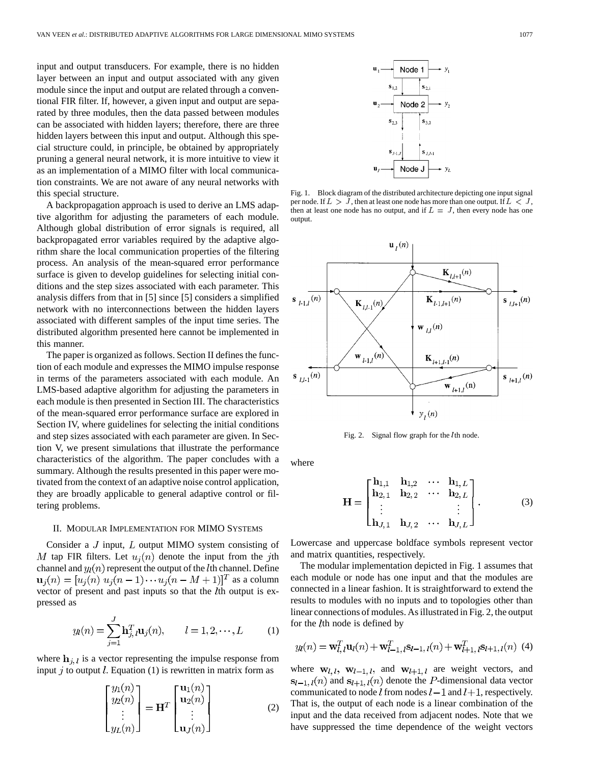input and output transducers. For example, there is no hidden layer between an input and output associated with any given module since the input and output are related through a conventional FIR filter. If, however, a given input and output are separated by three modules, then the data passed between modules can be associated with hidden layers; therefore, there are three hidden layers between this input and output. Although this special structure could, in principle, be obtained by appropriately pruning a general neural network, it is more intuitive to view it as an implementation of a MIMO filter with local communication constraints. We are not aware of any neural networks with this special structure.

A backpropagation approach is used to derive an LMS adaptive algorithm for adjusting the parameters of each module. Although global distribution of error signals is required, all backpropagated error variables required by the adaptive algorithm share the local communication properties of the filtering process. An analysis of the mean-squared error performance surface is given to develop guidelines for selecting initial conditions and the step sizes associated with each parameter. This analysis differs from that in [5] since [5] considers a simplified network with no interconnections between the hidden layers associated with different samples of the input time series. The distributed algorithm presented here cannot be implemented in this manner.

The paper is organized as follows. Section II defines the function of each module and expresses the MIMO impulse response in terms of the parameters associated with each module. An LMS-based adaptive algorithm for adjusting the parameters in each module is then presented in Section III. The characteristics of the mean-squared error performance surface are explored in Section IV, where guidelines for selecting the initial conditions and step sizes associated with each parameter are given. In Section V, we present simulations that illustrate the performance characteristics of the algorithm. The paper concludes with a summary. Although the results presented in this paper were motivated from the context of an adaptive noise control application, they are broadly applicable to general adaptive control or filtering problems.

## II. Modular Implementation for MIMO Systems

Consider a $J$ input, $L$ output MIMO system consisting of $M$ tap FIR filters. Let $u_j(n)$ denote the input from the $j$th channel and $y_l(n)$ represent the output of the $l$th channel. Define $\mathbf{u}_j(n) = [u_j(n)\; u_j(n-1) \cdots u_j(n-M+1)]^T$ as a column vector of present and past inputs so that the $l$th output is expressed as

$$y_l(n) = \sum_{j=1}^{J} \mathbf{h}_{j,l}^T \mathbf{u}_j(n), \qquad l = 1, 2, \cdots, L \tag{1}$$

where $\mathbf{h}_{j,l}$ is a vector representing the impulse response from input $j$ to output $l$. Equation (1) is rewritten in matrix form as

$$\begin{bmatrix} y_1(n) \\ y_2(n) \\ \vdots \\ y_L(n) \end{bmatrix} = \mathbf{H}^T \begin{bmatrix} \mathbf{u}_1(n) \\ \mathbf{u}_2(n) \\ \vdots \\ \mathbf{u}_J(n) \end{bmatrix} \tag{2}$$

where

$$\mathbf{H} = \begin{bmatrix} \mathbf{h}_{1,1} & \mathbf{h}_{1,2} & \cdots & \mathbf{h}_{1,L} \\ \mathbf{h}_{2,1} & \mathbf{h}_{2,2} & \cdots & \mathbf{h}_{2,L} \\ \vdots & & & \vdots \\ \mathbf{h}_{J,1} & \mathbf{h}_{J,2} & \cdots & \mathbf{h}_{J,L} \end{bmatrix}. \tag{3}$$

Lowercase and uppercase boldface symbols represent vector and matrix quantities, respectively.

Fig. 1. Block diagram of the distributed architecture depicting one input signal per node. If $L > J$, then at least one node has more than one output. If $L < J$, then at least one node has no output, and if $L = J$, then every node has one output.

Fig. 2. Signal flow graph for the $l$th node.

The modular implementation depicted in Fig. 1 assumes that each module or node has one input and that the modules are connected in a linear fashion. It is straightforward to extend the results to modules with no inputs and to topologies other than linear connections of modules. As illustrated in Fig. 2, the output for the $l$th node is defined by

$$y_l(n) = \mathbf{w}_{l,l}^T \mathbf{u}_l(n) + \mathbf{w}_{l-1,l}^T \mathbf{s}_{l-1,l}(n) + \mathbf{w}_{l+1,l}^T \mathbf{s}_{l+1,l}(n) \tag{4}$$

where $\mathbf{w}_{l,l}$, $\mathbf{w}_{l-1,l}$, and $\mathbf{w}_{l+1,l}$ are weight vectors, and $\mathbf{s}_{l-1,l}(n)$ and $\mathbf{s}_{l+1,l}(n)$ denote the $P$-dimensional data vector communicated to node $l$ from nodes $l-1$ and $l+1$, respectively. That is, the output of each node is a linear combination of the input and the data received from adjacent nodes. Note that we have suppressed the time dependence of the weight vectors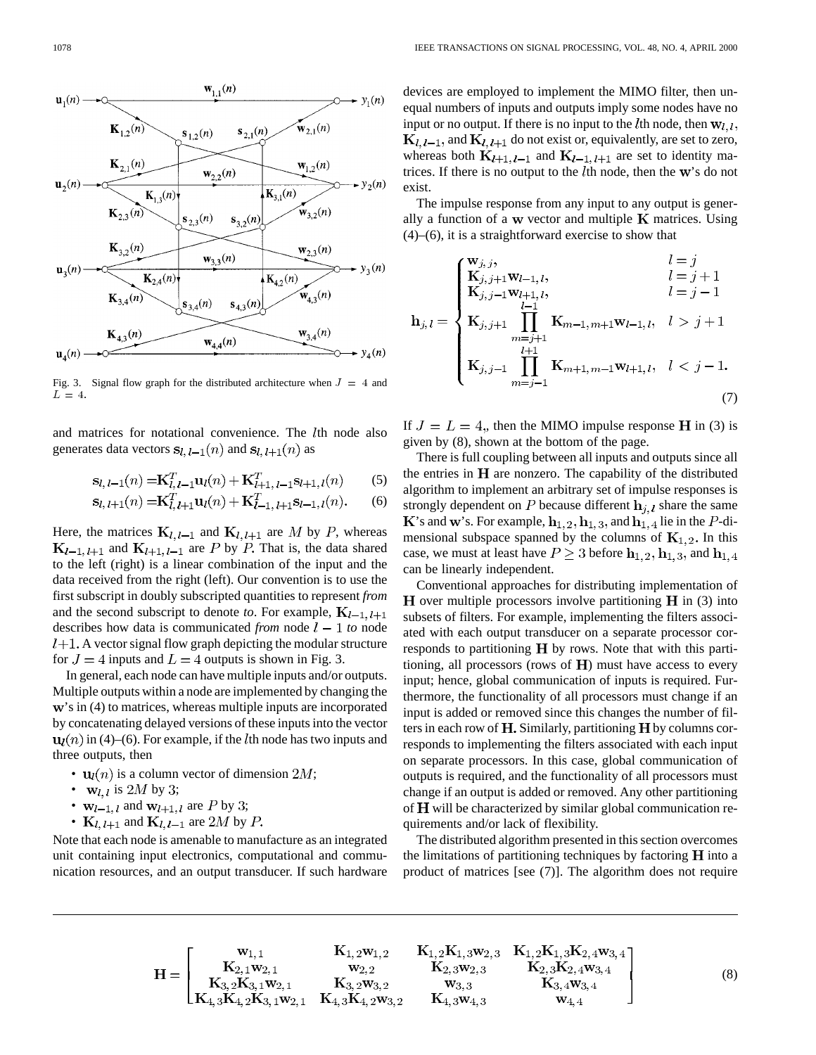Fig. 3. Signal flow graph for the distributed architecture when $J = 4$ and $L = 4$.

and matrices for notational convenience. The $l$th node also generates data vectors $\mathbf{s}_{l,\,l-1}(n)$ and $\mathbf{s}_{l,\,l+1}(n)$ as

$$\mathbf{s}_{l,\,l-1}(n) = \mathbf{K}_{l,\,l-1}^T \mathbf{u}_l(n) + \mathbf{K}_{l+1,\,l-1}^T \mathbf{s}_{l+1,\,l}(n) \tag{5}$$

$$\mathbf{s}_{l,\,l+1}(n) = \mathbf{K}_{l,\,l+1}^T \mathbf{u}_l(n) + \mathbf{K}_{l-1,\,l+1}^T \mathbf{s}_{l-1,\,l}(n). \tag{6}$$

Here, the matrices $\mathbf{K}_{l,\,l-1}$ and $\mathbf{K}_{l,\,l+1}$ are $M$ by $P$, whereas $\mathbf{K}_{l-1,\,l+1}$ and $\mathbf{K}_{l+1,\,l-1}$ are $P$ by $P$. That is, the data shared to the left (right) is a linear combination of the input and the data received from the right (left). Our convention is to use the first subscript in doubly subscripted quantities to represent *from* and the second subscript to denote *to*. For example, $\mathbf{K}_{l-1,\,l+1}$ describes how data is communicated *from* node $l-1$ *to* node $l+1$. A vector signal flow graph depicting the modular structure for $J = 4$ inputs and $L = 4$ outputs is shown in Fig. 3.

In general, each node can have multiple inputs and/or outputs. Multiple outputs within a node are implemented by changing the $\mathbf{w}$'s in (4) to matrices, whereas multiple inputs are incorporated by concatenating delayed versions of these inputs into the vector $\mathbf{u}_l(n)$ in (4)–(6). For example, if the $l$th node has two inputs and three outputs, then

- $\mathbf{u}_l(n)$ is a column vector of dimension $2M$;
- $\mathbf{w}_{l,\,l}$ is $2M$ by 3;
- $\mathbf{w}_{l-1,\,l}$ and $\mathbf{w}_{l+1,\,l}$ are $P$ by 3;
- $\mathbf{K}_{l,\,l+1}$ and $\mathbf{K}_{l,\,l-1}$ are $2M$ by $P$.

Note that each node is amenable to manufacture as an integrated unit containing input electronics, computational and communication resources, and an output transducer. If such hardware devices are employed to implement the MIMO filter, then unequal numbers of inputs and outputs imply some nodes have no input or no output. If there is no input to the $l$th node, then $\mathbf{w}_{l,\,l}$, $\mathbf{K}_{l,\,l-1}$, and $\mathbf{K}_{l,\,l+1}$ do not exist or, equivalently, are set to zero, whereas both $\mathbf{K}_{l+1,\,l-1}$ and $\mathbf{K}_{l-1,\,l+1}$ are set to identity matrices. If there is no output to the $l$th node, then the $\mathbf{w}$'s do not exist.

The impulse response from any input to any output is generally a function of a $\mathbf{w}$ vector and multiple $\mathbf{K}$ matrices. Using (4)–(6), it is a straightforward exercise to show that

$$\mathbf{h}_{j,\,l} = \begin{cases} \mathbf{w}_{j,\,j}, & l = j \\ \mathbf{K}_{j,\,j+1}\mathbf{w}_{l-1,\,l}, & l = j+1 \\ \mathbf{K}_{j,\,j-1}\mathbf{w}_{l+1,\,l}, & l = j-1 \\ \mathbf{K}_{j,\,j+1} \displaystyle\prod_{m=j+1}^{l-1} \mathbf{K}_{m-1,\,m+1}\mathbf{w}_{l-1,\,l}, & l > j+1 \\ \mathbf{K}_{j,\,j-1} \displaystyle\prod_{m=j-1}^{l+1} \mathbf{K}_{m+1,\,m-1}\mathbf{w}_{l+1,\,l}, & l < j-1. \end{cases} \tag{7}$$

If $J = L = 4$,, then the MIMO impulse response $\mathbf{H}$ in (3) is given by (8), shown at the bottom of the page.

There is full coupling between all inputs and outputs since all the entries in $\mathbf{H}$ are nonzero. The capability of the distributed algorithm to implement an arbitrary set of impulse responses is strongly dependent on $P$ because different $\mathbf{h}_{j,\,l}$ share the same $\mathbf{K}$'s and $\mathbf{w}$'s. For example, $\mathbf{h}_{1,\,2}$, $\mathbf{h}_{1,\,3}$, and $\mathbf{h}_{1,\,4}$ lie in the $P$-dimensional subspace spanned by the columns of $\mathbf{K}_{1,\,2}$. In this case, we must at least have $P \geq 3$ before $\mathbf{h}_{1,\,2}$, $\mathbf{h}_{1,\,3}$, and $\mathbf{h}_{1,\,4}$ can be linearly independent.

Conventional approaches for distributing implementation of $\mathbf{H}$ over multiple processors involve partitioning $\mathbf{H}$ in (3) into subsets of filters. For example, implementing the filters associated with each output transducer on a separate processor corresponds to partitioning $\mathbf{H}$ by rows. Note that with this partitioning, all processors (rows of $\mathbf{H}$) must have access to every input; hence, global communication of inputs is required. Furthermore, the functionality of all processors must change if an input is added or removed since this changes the number of filters in each row of $\mathbf{H}$. Similarly, partitioning $\mathbf{H}$ by columns corresponds to implementing the filters associated with each input on separate processors. In this case, global communication of outputs is required, and the functionality of all processors must change if an output is added or removed. Any other partitioning of $\mathbf{H}$ will be characterized by similar global communication requirements and/or lack of flexibility.

The distributed algorithm presented in this section overcomes the limitations of partitioning techniques by factoring $\mathbf{H}$ into a product of matrices [see (7)]. The algorithm does not require

$$\mathbf{H} = \begin{bmatrix} \mathbf{w}_{1,\,1} & \mathbf{K}_{1,\,2}\mathbf{w}_{1,\,2} & \mathbf{K}_{1,\,2}\mathbf{K}_{1,\,3}\mathbf{w}_{2,\,3} & \mathbf{K}_{1,\,2}\mathbf{K}_{1,\,3}\mathbf{K}_{2,\,4}\mathbf{w}_{3,\,4} \\ \mathbf{K}_{2,\,1}\mathbf{w}_{2,\,1} & \mathbf{w}_{2,\,2} & \mathbf{K}_{2,\,3}\mathbf{w}_{2,\,3} & \mathbf{K}_{2,\,3}\mathbf{K}_{2,\,4}\mathbf{w}_{3,\,4} \\ \mathbf{K}_{3,\,2}\mathbf{K}_{3,\,1}\mathbf{w}_{2,\,1} & \mathbf{K}_{3,\,2}\mathbf{w}_{3,\,2} & \mathbf{w}_{3,\,3} & \mathbf{K}_{3,\,4}\mathbf{w}_{3,\,4} \\ \mathbf{K}_{4,\,3}\mathbf{K}_{4,\,2}\mathbf{K}_{3,\,1}\mathbf{w}_{2,\,1} & \mathbf{K}_{4,\,3}\mathbf{K}_{4,\,2}\mathbf{w}_{3,\,2} & \mathbf{K}_{4,\,3}\mathbf{w}_{4,\,3} & \mathbf{w}_{4,\,4} \end{bmatrix} \tag{8}$$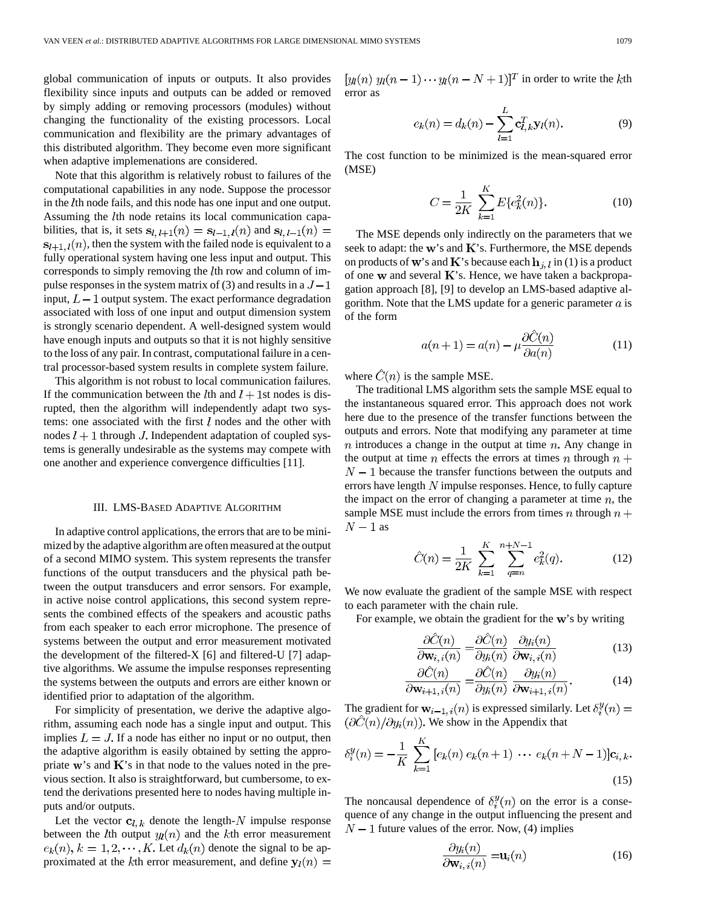global communication of inputs or outputs. It also provides flexibility since inputs and outputs can be added or removed by simply adding or removing processors (modules) without changing the functionality of the existing processors. Local communication and flexibility are the primary advantages of this distributed algorithm. They become even more significant when adaptive implemenations are considered.

Note that this algorithm is relatively robust to failures of the computational capabilities in any node. Suppose the processor in the $l$th node fails, and this node has one input and one output. Assuming the $l$th node retains its local communication capabilities, that is, it sets $\mathbf{s}_{l,l+1}(n) = \mathbf{s}_{l-1,l}(n)$ and $\mathbf{s}_{l,l-1}(n) = \mathbf{s}_{l+1,l}(n)$, then the system with the failed node is equivalent to a fully operational system having one less input and output. This corresponds to simply removing the $l$th row and column of impulse responses in the system matrix of (3) and results in a $J-1$ input, $L-1$ output system. The exact performance degradation associated with loss of one input and output dimension system is strongly scenario dependent. A well-designed system would have enough inputs and outputs so that it is not highly sensitive to the loss of any pair. In contrast, computational failure in a central processor-based system results in complete system failure.

This algorithm is not robust to local communication failures. If the communication between the $l$th and $l+1$st nodes is disrupted, then the algorithm will independently adapt two systems: one associated with the first $l$ nodes and the other with nodes $l+1$ through $J$. Independent adaptation of coupled systems is generally undesirable as the systems may compete with one another and experience convergence difficulties [11].

## III. LMS-Based Adaptive Algorithm

In adaptive control applications, the errors that are to be minimized by the adaptive algorithm are often measured at the output of a second MIMO system. This system represents the transfer functions of the output transducers and the physical path between the output transducers and error sensors. For example, in active noise control applications, this second system represents the combined effects of the speakers and acoustic paths from each speaker to each error microphone. The presence of systems between the output and error measurement motivated the development of the filtered-X [6] and filtered-U [7] adaptive algorithms. We assume the impulse responses representing the systems between the outputs and errors are either known or identified prior to adaptation of the algorithm.

For simplicity of presentation, we derive the adaptive algorithm, assuming each node has a single input and output. This implies $L = J$. If a node has either no input or no output, then the adaptive algorithm is easily obtained by setting the appropriate $\mathbf{w}$'s and $\mathbf{K}$'s in that node to the values noted in the previous section. It also is straightforward, but cumbersome, to extend the derivations presented here to nodes having multiple inputs and/or outputs.

Let the vector $\mathbf{c}_{l,k}$ denote the length-$N$ impulse response between the $l$th output $y_l(n)$ and the $k$th error measurement $e_k(n)$, $k = 1, 2, \cdots, K$. Let $d_k(n)$ denote the signal to be approximated at the $k$th error measurement, and define $\mathbf{y}_l(n) = [y_l(n)\ y_l(n-1) \cdots y_l(n-N+1)]^T$ in order to write the $k$th error as

$$e_k(n) = d_k(n) - \sum_{l=1}^{L} \mathbf{c}_{l,k}^T \mathbf{y}_l(n). \tag{9}$$

The cost function to be minimized is the mean-squared error (MSE)

$$C = \frac{1}{2K} \sum_{k=1}^{K} E\{e_k^2(n)\}. \tag{10}$$

The MSE depends only indirectly on the parameters that we seek to adapt: the $\mathbf{w}$'s and $\mathbf{K}$'s. Furthermore, the MSE depends on products of $\mathbf{w}$'s and $\mathbf{K}$'s because each $\mathbf{h}_{j,l}$ in (1) is a product of one $\mathbf{w}$ and several $\mathbf{K}$'s. Hence, we have taken a backpropagation approach [8], [9] to develop an LMS-based adaptive algorithm. Note that the LMS update for a generic parameter $a$ is of the form

$$a(n+1) = a(n) - \mu \frac{\partial \hat{C}(n)}{\partial a(n)} \tag{11}$$

where $\hat{C}(n)$ is the sample MSE.

The traditional LMS algorithm sets the sample MSE equal to the instantaneous squared error. This approach does not work here due to the presence of the transfer functions between the outputs and errors. Note that modifying any parameter at time $n$ introduces a change in the output at time $n$. Any change in the output at time $n$ effects the errors at times $n$ through $n + N - 1$ because the transfer functions between the outputs and errors have length $N$ impulse responses. Hence, to fully capture the impact on the error of changing a parameter at time $n$, the sample MSE must include the errors from times $n$ through $n + N - 1$ as

$$\hat{C}(n) = \frac{1}{2K} \sum_{k=1}^{K} \sum_{q=n}^{n+N-1} e_k^2(q). \tag{12}$$

We now evaluate the gradient of the sample MSE with respect to each parameter with the chain rule.

For example, we obtain the gradient for the $\mathbf{w}$'s by writing

$$\frac{\partial \hat{C}(n)}{\partial \mathbf{w}_{i,i}(n)} = \frac{\partial \hat{C}(n)}{\partial y_i(n)} \frac{\partial y_i(n)}{\partial \mathbf{w}_{i,i}(n)} \tag{13}$$

$$\frac{\partial \hat{C}(n)}{\partial \mathbf{w}_{i+1,i}(n)} = \frac{\partial \hat{C}(n)}{\partial y_i(n)} \frac{\partial y_i(n)}{\partial \mathbf{w}_{i+1,i}(n)}. \tag{14}$$

The gradient for $\mathbf{w}_{i-1,i}(n)$ is expressed similarly. Let $\delta_i^y(n) = (\partial \hat{C}(n)/\partial y_i(n))$. We show in the Appendix that

$$\delta_i^y(n) = -\frac{1}{K} \sum_{k=1}^{K} [e_k(n)\ e_k(n+1)\ \cdots\ e_k(n+N-1)]\mathbf{c}_{i,k}. \tag{15}$$

The noncausal dependence of $\delta_i^y(n)$ on the error is a consequence of any change in the output influencing the present and $N-1$ future values of the error. Now, (4) implies

$$\frac{\partial y_i(n)}{\partial \mathbf{w}_{i,i}(n)} = \mathbf{u}_i(n) \tag{16}$$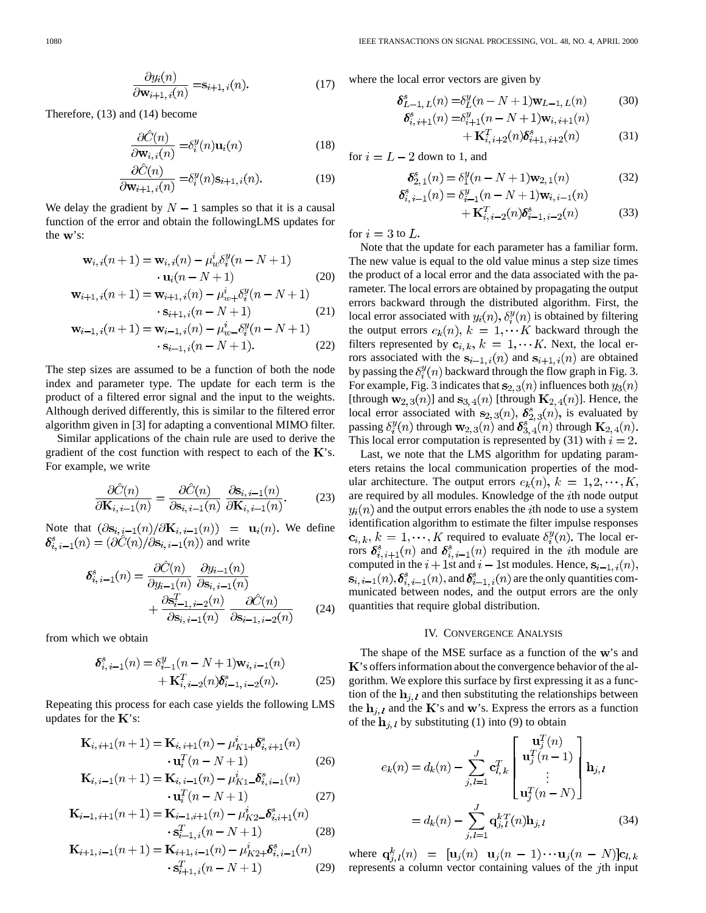$$\frac{\partial y_i(n)}{\partial \mathbf{w}_{i+1,\,i}(n)} = \mathbf{s}_{i+1,\,i}(n). \tag{17}$$

Therefore, (13) and (14) become

$$\frac{\partial \hat{C}(n)}{\partial \mathbf{w}_{i,\,i}(n)} = \delta_i^y(n)\mathbf{u}_i(n) \tag{18}$$

$$\frac{\partial \hat{C}(n)}{\partial \mathbf{w}_{i+1,\,i}(n)} = \delta_i^y(n)\mathbf{s}_{i+1,\,i}(n). \tag{19}$$

We delay the gradient by $N-1$ samples so that it is a causal function of the error and obtain the followingLMS updates for the $\mathbf{w}$'s:

$$\mathbf{w}_{i,\,i}(n+1) = \mathbf{w}_{i,\,i}(n) - \mu_w^i \delta_i^y(n-N+1) \cdot \mathbf{u}_i(n-N+1) \tag{20}$$

$$\mathbf{w}_{i+1,\,i}(n+1) = \mathbf{w}_{i+1,\,i}(n) - \mu_{w+}^i \delta_i^y(n-N+1) \cdot \mathbf{s}_{i+1,\,i}(n-N+1) \tag{21}$$

$$\mathbf{w}_{i-1,\,i}(n+1) = \mathbf{w}_{i-1,\,i}(n) - \mu_{w-}^i \delta_i^y(n-N+1) \cdot \mathbf{s}_{i-1,\,i}(n-N+1). \tag{22}$$

The step sizes are assumed to be a function of both the node index and parameter type. The update for each term is the product of a filtered error signal and the input to the weights. Although derived differently, this is similar to the filtered error algorithm given in [3] for adapting a conventional MIMO filter.

Similar applications of the chain rule are used to derive the gradient of the cost function with respect to each of the $\mathbf{K}$'s. For example, we write

$$\frac{\partial \hat{C}(n)}{\partial \mathbf{K}_{i,\,i-1}(n)} = \frac{\partial \hat{C}(n)}{\partial \mathbf{s}_{i,\,i-1}(n)} \, \frac{\partial \mathbf{s}_{i,\,i-1}(n)}{\partial \mathbf{K}_{i,\,i-1}(n)}. \tag{23}$$

Note that $(\partial \mathbf{s}_{i,\,i-1}(n)/\partial \mathbf{K}_{i,\,i-1}(n)) = \mathbf{u}_i(n)$. We define $\boldsymbol{\delta}_{i,\,i-1}^s(n) = (\partial \hat{C}(n)/\partial \mathbf{s}_{i,\,i-1}(n))$ and write

$$\boldsymbol{\delta}_{i,\,i-1}^s(n) = \frac{\partial \hat{C}(n)}{\partial y_{i-1}(n)} \, \frac{\partial y_{i-1}(n)}{\partial \mathbf{s}_{i,\,i-1}(n)} + \frac{\partial \mathbf{s}_{i-1,\,i-2}^T(n)}{\partial \mathbf{s}_{i,\,i-1}(n)} \, \frac{\partial \hat{C}(n)}{\partial \mathbf{s}_{i-1,\,i-2}(n)} \tag{24}$$

from which we obtain

$$\boldsymbol{\delta}_{i,\,i-1}^s(n) = \delta_{i-1}^y(n-N+1)\mathbf{w}_{i,\,i-1}(n) + \mathbf{K}_{i,\,i-2}^T(n)\boldsymbol{\delta}_{i-1,\,i-2}^s(n). \tag{25}$$

Repeating this process for each case yields the following LMS updates for the $\mathbf{K}$'s:

$$\mathbf{K}_{i,\,i+1}(n+1) = \mathbf{K}_{i,\,i+1}(n) - \mu_{K1+}^i \boldsymbol{\delta}_{i,\,i+1}^s(n) \cdot \mathbf{u}_i^T(n-N+1) \tag{26}$$

$$\mathbf{K}_{i,\,i-1}(n+1) = \mathbf{K}_{i,\,i-1}(n) - \mu_{K1-}^i \boldsymbol{\delta}_{i,\,i-1}^s(n) \cdot \mathbf{u}_i^T(n-N+1) \tag{27}$$

$$\mathbf{K}_{i-1,\,i+1}(n+1) = \mathbf{K}_{i-1,i+1}(n) - \mu_{K2-}^i \boldsymbol{\delta}_{i,i+1}^s(n) \cdot \mathbf{s}_{i-1,\,i}^T(n-N+1) \tag{28}$$

$$\mathbf{K}_{i+1,\,i-1}(n+1) = \mathbf{K}_{i+1,\,i-1}(n) - \mu_{K2+}^i \boldsymbol{\delta}_{i,\,i-1}^s(n) \cdot \mathbf{s}_{i+1,\,i}^T(n-N+1) \tag{29}$$

where the local error vectors are given by

$$\boldsymbol{\delta}_{L-1,\,L}^s(n) = \delta_L^y(n-N+1)\mathbf{w}_{L-1,\,L}(n) \tag{30}$$

$$\boldsymbol{\delta}_{i,\,i+1}^s(n) = \delta_{i+1}^y(n-N+1)\mathbf{w}_{i,\,i+1}(n) + \mathbf{K}_{i,\,i+2}^T(n)\boldsymbol{\delta}_{i+1,\,i+2}^s(n) \tag{31}$$

for $i = L-2$ down to 1, and

$$\boldsymbol{\delta}_{2,\,1}^s(n) = \delta_1^y(n-N+1)\mathbf{w}_{2,\,1}(n) \tag{32}$$

$$\boldsymbol{\delta}_{i,\,i-1}^s(n) = \delta_{i-1}^y(n-N+1)\mathbf{w}_{i,\,i-1}(n) + \mathbf{K}_{i,\,i-2}^T(n)\boldsymbol{\delta}_{i-1,\,i-2}^s(n) \tag{33}$$

for $i = 3$ to $L$.

Note that the update for each parameter has a familiar form. The new value is equal to the old value minus a step size times the product of a local error and the data associated with the parameter. The local errors are obtained by propagating the output errors backward through the distributed algorithm. First, the local error associated with $y_i(n)$, $\delta_i^y(n)$ is obtained by filtering the output errors $e_k(n)$, $k = 1, \cdots K$ backward through the filters represented by $\mathbf{c}_{i,\,k}$, $k = 1, \cdots K$. Next, the local errors associated with the $\mathbf{s}_{i-1,\,i}(n)$ and $\mathbf{s}_{i+1,\,i}(n)$ are obtained by passing the $\delta_i^y(n)$ backward through the flow graph in Fig. 3. For example, Fig. 3 indicates that $\mathbf{s}_{2,\,3}(n)$ influences both $y_3(n)$ [through $\mathbf{w}_{2,\,3}(n)$] and $\mathbf{s}_{3,\,4}(n)$ [through $\mathbf{K}_{2,\,4}(n)$]. Hence, the local error associated with $\mathbf{s}_{2,\,3}(n)$, $\boldsymbol{\delta}_{2,\,3}^s(n)$, is evaluated by passing $\delta_i^y(n)$ through $\mathbf{w}_{2,\,3}(n)$ and $\boldsymbol{\delta}_{3,\,4}^s(n)$ through $\mathbf{K}_{2,\,4}(n)$. This local error computation is represented by (31) with $i = 2$.

Last, we note that the LMS algorithm for updating parameters retains the local communication properties of the modular architecture. The output errors $e_k(n)$, $k = 1, 2, \cdots, K$, are required by all modules. Knowledge of the $i$th node output $y_i(n)$ and the output errors enables the $i$th node to use a system identification algorithm to estimate the filter impulse responses $\mathbf{c}_{i,\,k}$, $k = 1, \cdots, K$ required to evaluate $\delta_i^y(n)$. The local errors $\boldsymbol{\delta}_{i,\,i+1}^s(n)$ and $\boldsymbol{\delta}_{i,\,i-1}^s(n)$ required in the $i$th module are computed in the $i+1$st and $i-1$st modules. Hence, $\mathbf{s}_{i-1,\,i}(n)$, $\mathbf{s}_{i,\,i-1}(n)$, $\boldsymbol{\delta}_{i,\,i-1}^s(n)$, and $\boldsymbol{\delta}_{i-1,\,i}^s(n)$ are the only quantities communicated between nodes, and the output errors are the only quantities that require global distribution.

## IV. Convergence Analysis

The shape of the MSE surface as a function of the $\mathbf{w}$'s and $\mathbf{K}$'s offers information about the convergence behavior of the algorithm. We explore this surface by first expressing it as a function of the $\mathbf{h}_{j,\,l}$ and then substituting the relationships between the $\mathbf{h}_{j,\,l}$ and the $\mathbf{K}$'s and $\mathbf{w}$'s. Express the errors as a function of the $\mathbf{h}_{j,\,l}$ by substituting (1) into (9) to obtain

$$\begin{aligned} e_k(n) &= d_k(n) - \sum_{j,\,l=1}^{J} \mathbf{c}_{l,\,k}^T \begin{bmatrix} \mathbf{u}_j^T(n) \\ \mathbf{u}_j^T(n-1) \\ \vdots \\ \mathbf{u}_j^T(n-N) \end{bmatrix} \mathbf{h}_{j,\,l} \\ &= d_k(n) - \sum_{j,\,l=1}^{J} \mathbf{q}_{j,\,l}^{k\,T}(n)\mathbf{h}_{j,\,l} \end{aligned} \tag{34}$$

where $\mathbf{q}_{j,\,l}^k(n) = [\mathbf{u}_j(n) \;\; \mathbf{u}_j(n-1) \cdots \mathbf{u}_j(n-N)]\mathbf{c}_{l,\,k}$ represents a column vector containing values of the $j$th input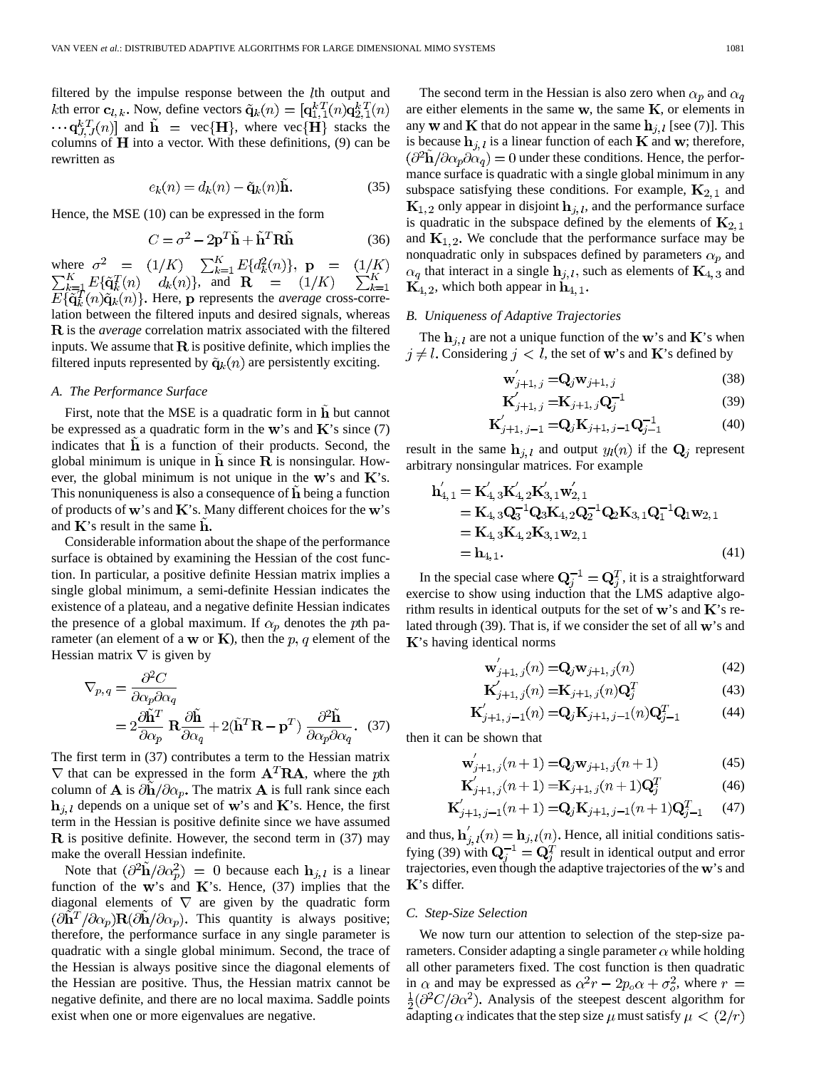filtered by the impulse response between the $l$th output and $k$th error $\mathbf{c}_{l,k}$. Now, define vectors $\tilde{\mathbf{q}}_k(n) = [\mathbf{q}_{1,1}^{kT}(n)\mathbf{q}_{2,1}^{kT}(n) \cdots \mathbf{q}_{J,J}^{kT}(n)]$ and $\tilde{\mathbf{h}} = \text{vec}\{\mathbf{H}\}$, where vec$\{\mathbf{H}\}$ stacks the columns of $\mathbf{H}$ into a vector. With these definitions, (9) can be rewritten as

$$e_k(n) = d_k(n) - \tilde{\mathbf{q}}_k(n)\tilde{\mathbf{h}}. \tag{35}$$

Hence, the MSE (10) can be expressed in the form

$$C = \sigma^2 - 2\mathbf{p}^T\tilde{\mathbf{h}} + \tilde{\mathbf{h}}^T\mathbf{R}\tilde{\mathbf{h}} \tag{36}$$

where $\sigma^2 = (1/K) \sum_{k=1}^{K} E\{d_k^2(n)\}$, $\mathbf{p} = (1/K) \sum_{k=1}^{K} E\{\tilde{\mathbf{q}}_k^T(n) \quad d_k(n)\}$, and $\mathbf{R} = (1/K) \sum_{k=1}^{K} E\{\tilde{\mathbf{q}}_k^T(n)\tilde{\mathbf{q}}_k(n)\}$. Here, $\mathbf{p}$ represents the *average* cross-correlation between the filtered inputs and desired signals, whereas $\mathbf{R}$ is the *average* correlation matrix associated with the filtered inputs. We assume that $\mathbf{R}$ is positive definite, which implies the filtered inputs represented by $\tilde{\mathbf{q}}_k(n)$ are persistently exciting.

### A. The Performance Surface

First, note that the MSE is a quadratic form in $\tilde{\mathbf{h}}$ but cannot be expressed as a quadratic form in the $\mathbf{w}$'s and $\mathbf{K}$'s since (7) indicates that $\tilde{\mathbf{h}}$ is a function of their products. Second, the global minimum is unique in $\tilde{\mathbf{h}}$ since $\mathbf{R}$ is nonsingular. However, the global minimum is not unique in the $\mathbf{w}$'s and $\mathbf{K}$'s. This nonuniqueness is also a consequence of $\tilde{\mathbf{h}}$ being a function of products of $\mathbf{w}$'s and $\mathbf{K}$'s. Many different choices for the $\mathbf{w}$'s and $\mathbf{K}$'s result in the same $\tilde{\mathbf{h}}$.

Considerable information about the shape of the performance surface is obtained by examining the Hessian of the cost function. In particular, a positive definite Hessian matrix implies a single global minimum, a semi-definite Hessian indicates the existence of a plateau, and a negative definite Hessian indicates the presence of a global maximum. If $\alpha_p$ denotes the $p$th parameter (an element of a $\mathbf{w}$ or $\mathbf{K}$), then the $p$, $q$ element of the Hessian matrix $\nabla$ is given by

$$\begin{aligned}\nabla_{p,q} &= \frac{\partial^2 C}{\partial\alpha_p\partial\alpha_q} \\ &= 2\frac{\partial\tilde{\mathbf{h}}^T}{\partial\alpha_p}\mathbf{R}\frac{\partial\tilde{\mathbf{h}}}{\partial\alpha_q} + 2(\tilde{\mathbf{h}}^T\mathbf{R} - \mathbf{p}^T)\frac{\partial^2\tilde{\mathbf{h}}}{\partial\alpha_p\partial\alpha_q}.\end{aligned} \tag{37}$$

The first term in (37) contributes a term to the Hessian matrix $\nabla$ that can be expressed in the form $\mathbf{A}^T\mathbf{R}\mathbf{A}$, where the $p$th column of $\mathbf{A}$ is $\partial\tilde{\mathbf{h}}/\partial\alpha_p$. The matrix $\mathbf{A}$ is full rank since each $\mathbf{h}_{j,l}$ depends on a unique set of $\mathbf{w}$'s and $\mathbf{K}$'s. Hence, the first term in the Hessian is positive definite since we have assumed $\mathbf{R}$ is positive definite. However, the second term in (37) may make the overall Hessian indefinite.

Note that $(\partial^2\tilde{\mathbf{h}}/\partial\alpha_p^2) = 0$ because each $\mathbf{h}_{j,l}$ is a linear function of the $\mathbf{w}$'s and $\mathbf{K}$'s. Hence, (37) implies that the diagonal elements of $\nabla$ are given by the quadratic form $(\partial\tilde{\mathbf{h}}^T/\partial\alpha_p)\mathbf{R}(\partial\tilde{\mathbf{h}}/\partial\alpha_p)$. This quantity is always positive; therefore, the performance surface in any single parameter is quadratic with a single global minimum. Second, the trace of the Hessian is always positive since the diagonal elements of the Hessian are positive. Thus, the Hessian matrix cannot be negative definite, and there are no local maxima. Saddle points exist when one or more eigenvalues are negative.

The second term in the Hessian is also zero when $\alpha_p$ and $\alpha_q$ are either elements in the same $\mathbf{w}$, the same $\mathbf{K}$, or elements in any $\mathbf{w}$ and $\mathbf{K}$ that do not appear in the same $\mathbf{h}_{j,l}$ [see (7)]. This is because $\mathbf{h}_{j,l}$ is a linear function of each $\mathbf{K}$ and $\mathbf{w}$; therefore, $(\partial^2\tilde{\mathbf{h}}/\partial\alpha_p\partial\alpha_q) = 0$ under these conditions. Hence, the performance surface is quadratic with a single global minimum in any subspace satisfying these conditions. For example, $\mathbf{K}_{2,1}$ and $\mathbf{K}_{1,2}$ only appear in disjoint $\mathbf{h}_{j,l}$, and the performance surface is quadratic in the subspace defined by the elements of $\mathbf{K}_{2,1}$ and $\mathbf{K}_{1,2}$. We conclude that the performance surface may be nonquadratic only in subspaces defined by parameters $\alpha_p$ and $\alpha_q$ that interact in a single $\mathbf{h}_{j,l}$, such as elements of $\mathbf{K}_{4,3}$ and $\mathbf{K}_{4,2}$, which both appear in $\mathbf{h}_{4,1}$.

### B. Uniqueness of Adaptive Trajectories

The $\mathbf{h}_{j,l}$ are not a unique function of the $\mathbf{w}$'s and $\mathbf{K}$'s when $j \neq l$. Considering $j < l$, the set of $\mathbf{w}$'s and $\mathbf{K}$'s defined by

$$\mathbf{w}_{j+1,j}^{'} = \mathbf{Q}_j\mathbf{w}_{j+1,j} \tag{38}$$

$$\mathbf{K}_{j+1,j}^{'} = \mathbf{K}_{j+1,j}\mathbf{Q}_j^{-1} \tag{39}$$

$$\mathbf{K}_{j+1,j-1}^{'} = \mathbf{Q}_j\mathbf{K}_{j+1,j-1}\mathbf{Q}_{j-1}^{-1} \tag{40}$$

result in the same $\mathbf{h}_{j,l}$ and output $y_l(n)$ if the $\mathbf{Q}_j$ represent arbitrary nonsingular matrices. For example

$$\begin{aligned}\mathbf{h}_{4,1}^{'} &= \mathbf{K}_{4,3}^{'}\mathbf{K}_{4,2}^{'}\mathbf{K}_{3,1}^{'}\mathbf{w}_{2,1}^{'} \\ &= \mathbf{K}_{4,3}\mathbf{Q}_3^{-1}\mathbf{Q}_3\mathbf{K}_{4,2}\mathbf{Q}_2^{-1}\mathbf{Q}_2\mathbf{K}_{3,1}\mathbf{Q}_1^{-1}\mathbf{Q}_1\mathbf{w}_{2,1} \\ &= \mathbf{K}_{4,3}\mathbf{K}_{4,2}\mathbf{K}_{3,1}\mathbf{w}_{2,1} \\ &= \mathbf{h}_{4,1}.\end{aligned} \tag{41}$$

In the special case where $\mathbf{Q}_j^{-1} = \mathbf{Q}_j^T$, it is a straightforward exercise to show using induction that the LMS adaptive algorithm results in identical outputs for the set of $\mathbf{w}$'s and $\mathbf{K}$'s related through (39). That is, if we consider the set of all $\mathbf{w}$'s and $\mathbf{K}$'s having identical norms

$$\mathbf{w}_{j+1,j}^{'}(n) = \mathbf{Q}_j\mathbf{w}_{j+1,j}(n) \tag{42}$$

$$\mathbf{K}_{j+1,j}^{'}(n) = \mathbf{K}_{j+1,j}(n)\mathbf{Q}_j^T \tag{43}$$

$$\mathbf{K}_{j+1,j-1}^{'}(n) = \mathbf{Q}_j\mathbf{K}_{j+1,j-1}(n)\mathbf{Q}_{j-1}^T \tag{44}$$

then it can be shown that

$$\mathbf{w}_{j+1,j}^{'}(n+1) = \mathbf{Q}_j\mathbf{w}_{j+1,j}(n+1) \tag{45}$$

$$\mathbf{K}_{j+1,j}^{'}(n+1) = \mathbf{K}_{j+1,j}(n+1)\mathbf{Q}_j^T \tag{46}$$

$$\mathbf{K}_{j+1,j-1}^{'}(n+1) = \mathbf{Q}_j\mathbf{K}_{j+1,j-1}(n+1)\mathbf{Q}_{j-1}^T \tag{47}$$

and thus, $\mathbf{h}_{j,l}^{'}(n) = \mathbf{h}_{j,l}(n)$. Hence, all initial conditions satisfying (39) with $\mathbf{Q}_j^{-1} = \mathbf{Q}_j^T$ result in identical output and error trajectories, even though the adaptive trajectories of the $\mathbf{w}$'s and $\mathbf{K}$'s differ.

### C. Step-Size Selection

We now turn our attention to selection of the step-size parameters. Consider adapting a single parameter $\alpha$ while holding all other parameters fixed. The cost function is then quadratic in $\alpha$ and may be expressed as $\alpha^2 r - 2p_o\alpha + \sigma_o^2$, where $r = \frac{1}{2}(\partial^2 C/\partial\alpha^2)$. Analysis of the steepest descent algorithm for adapting $\alpha$ indicates that the step size $\mu$ must satisfy $\mu < (2/r)$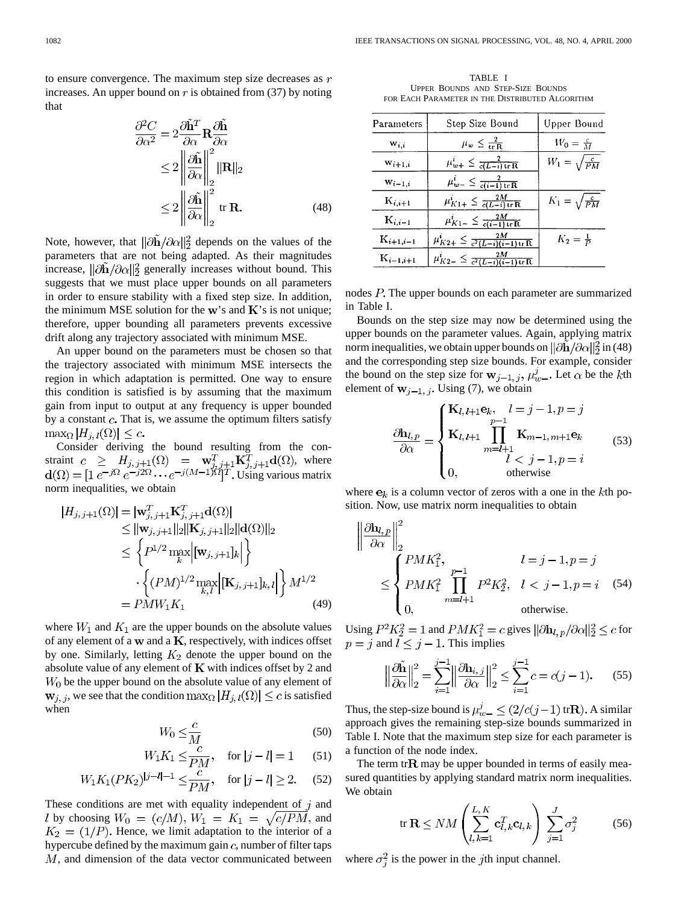to ensure convergence. The maximum step size decreases as $r$ increases. An upper bound on $r$ is obtained from (37) by noting that

$$\frac{\partial^2 C}{\partial \alpha^2} = 2\frac{\partial \tilde{\mathbf{h}}^T}{\partial \alpha}\mathbf{R}\frac{\partial \tilde{\mathbf{h}}}{\partial \alpha} \le 2\left\|\frac{\partial \tilde{\mathbf{h}}}{\partial \alpha}\right\|_2^2 \|\mathbf{R}\|_2 \le 2\left\|\frac{\partial \tilde{\mathbf{h}}}{\partial \alpha}\right\|_2^2 \text{ tr } \mathbf{R}. \tag{48}$$

Note, however, that $\|\partial\tilde{\mathbf{h}}/\partial\alpha\|_2^2$ depends on the values of the parameters that are not being adapted. As their magnitudes increase, $\|\partial\tilde{\mathbf{h}}/\partial\alpha\|_2^2$ generally increases without bound. This suggests that we must place upper bounds on all parameters in order to ensure stability with a fixed step size. In addition, the minimum MSE solution for the $\mathbf{w}$'s and $\mathbf{K}$'s is not unique; therefore, upper bounding all parameters prevents excessive drift along any trajectory associated with minimum MSE.

An upper bound on the parameters must be chosen so that the trajectory associated with minimum MSE intersects the region in which adaptation is permitted. One way to ensure this condition is satisfied is by assuming that the maximum gain from input to output at any frequency is upper bounded by a constant $c$. That is, we assume the optimum filters satisfy $\max_\Omega |H_{j,l}(\Omega)| \le c$.

Consider deriving the bound resulting from the constraint $c \ge H_{j,j+1}(\Omega) = \mathbf{w}_{j,j+1}^T\mathbf{K}_{j,j+1}^T\mathbf{d}(\Omega)$, where $\mathbf{d}(\Omega) = [1\ e^{-j\Omega}\ e^{-j2\Omega} \cdots e^{-j(M-1)\Omega}]^T$. Using various matrix norm inequalities, we obtain

$$\begin{aligned}|H_{j,j+1}(\Omega)| &= |\mathbf{w}_{j,j+1}^T\mathbf{K}_{j,j+1}^T\mathbf{d}(\Omega)| \\ &\le \|\mathbf{w}_{j,j+1}\|_2\|\mathbf{K}_{j,j+1}\|_2\|\mathbf{d}(\Omega)\|_2 \\ &\le \left\{P^{1/2}\max_k\left|[\mathbf{w}_{j,j+1}]_k\right|\right\} \\ &\quad\cdot\left\{(PM)^{1/2}\max_{k,l}\left|[\mathbf{K}_{j,j+1}]_{k,l}\right|\right\}M^{1/2} \\ &= PMW_1K_1\end{aligned} \tag{49}$$

where $W_1$ and $K_1$ are the upper bounds on the absolute values of any element of a $\mathbf{w}$ and a $\mathbf{K}$, respectively, with indices offset by one. Similarly, letting $K_2$ denote the upper bound on the absolute value of any element of $\mathbf{K}$ with indices offset by 2 and $W_0$ be the upper bound on the absolute value of any element of $\mathbf{w}_{j,j}$, we see that the condition $\max_\Omega |H_{j,l}(\Omega)| \le c$ is satisfied when

$$W_0 \le \frac{c}{M} \tag{50}$$

$$W_1K_1 \le \frac{c}{PM}, \quad \text{for } |j-l| = 1 \tag{51}$$

$$W_1K_1(PK_2)^{|j-l|-1} \le \frac{c}{PM}, \quad \text{for } |j-l| \ge 2. \tag{52}$$

These conditions are met with equality independent of $j$ and $l$ by choosing $W_0 = (c/M)$, $W_1 = K_1 = \sqrt{c/PM}$, and $K_2 = (1/P)$. Hence, we limit adaptation to the interior of a hypercube defined by the maximum gain $c$, number of filter taps $M$, and dimension of the data vector communicated between nodes $P$. The upper bounds on each parameter are summarized in Table I.

TABLE I
UPPER BOUNDS AND STEP-SIZE BOUNDS FOR EACH PARAMETER IN THE DISTRIBUTED ALGORITHM

| Parameters | Step Size Bound | Upper Bound |
|---|---|---|
| $\mathbf{w}_{i,i}$ | $\mu_w \le \frac{2}{\text{tr}\,\mathbf{R}}$ | $W_0 = \frac{c}{M}$ |
| $\mathbf{w}_{i+1,i}$ | $\mu_{w+}^i \le \frac{2}{c(L-i)\,\text{tr}\,\mathbf{R}}$ | $W_1 = \sqrt{\frac{c}{PM}}$ |
| $\mathbf{w}_{i-1,i}$ | $\mu_{w-}^i \le \frac{2}{c(i-1)\,\text{tr}\,\mathbf{R}}$ | |
| $\mathbf{K}_{i,i+1}$ | $\mu_{K1+}^i \le \frac{2M}{c(L-i)\,\text{tr}\,\mathbf{R}}$ | $K_1 = \sqrt{\frac{c}{PM}}$ |
| $\mathbf{K}_{i,i-1}$ | $\mu_{K1-}^i \le \frac{2M}{c(i-1)\,\text{tr}\,\mathbf{R}}$ | |
| $\mathbf{K}_{i+1,i-1}$ | $\mu_{K2+}^i \le \frac{2M}{c^2(L-i)(i-1)\,\text{tr}\,\mathbf{R}}$ | $K_2 = \frac{1}{P}$ |
| $\mathbf{K}_{i-1,i+1}$ | $\mu_{K2-}^i \le \frac{2M}{c^2(L-i)(i-1)\,\text{tr}\,\mathbf{R}}$ | |

Bounds on the step size may now be determined using the upper bounds on the parameter values. Again, applying matrix norm inequalities, we obtain upper bounds on $\|\partial\tilde{\mathbf{h}}/\partial\alpha\|_2^2$ in (48) and the corresponding step size bounds. For example, consider the bound on the step size for $\mathbf{w}_{j-1,j}$, $\mu_{w-}^j$. Let $\alpha$ be the $k$th element of $\mathbf{w}_{j-1,j}$. Using (7), we obtain

$$\frac{\partial \mathbf{h}_{l,p}}{\partial \alpha} = \begin{cases}\mathbf{K}_{l,l+1}\mathbf{e}_k, & l = j-1, p = j \\ \mathbf{K}_{l,l+1}\displaystyle\prod_{m=l+1}^{p-1}\mathbf{K}_{m-1,m+1}\mathbf{e}_k & \\ \qquad\qquad l < j-1, p = i & \\ 0, & \text{otherwise}\end{cases} \tag{53}$$

where $\mathbf{e}_k$ is a column vector of zeros with a one in the $k$th position. Now, use matrix norm inequalities to obtain

$$\left\|\frac{\partial \mathbf{h}_{l,p}}{\partial \alpha}\right\|_2^2 \le \begin{cases}PMK_1^2, & l = j-1, p = j \\ PMK_1^2\displaystyle\prod_{m=l+1}^{p-1}P^2K_2^2, & l < j-1, p = i \\ 0, & \text{otherwise.}\end{cases} \tag{54}$$

Using $P^2K_2^2 = 1$ and $PMK_1^2 = c$ gives $\|\partial\mathbf{h}_{l,p}/\partial\alpha\|_2^2 \le c$ for $p = j$ and $l \le j-1$. This implies

$$\left\|\frac{\partial\tilde{\mathbf{h}}}{\partial\alpha}\right\|_2^2 = \sum_{i=1}^{j-1}\left\|\frac{\partial\mathbf{h}_{i,j}}{\partial\alpha}\right\|_2^2 \le \sum_{i=1}^{j-1} c = c(j-1). \tag{55}$$

Thus, the step-size bound is $\mu_{w-}^j \le (2/c(j-1)\,\text{tr}\mathbf{R})$. A similar approach gives the remaining step-size bounds summarized in Table I. Note that the maximum step size for each parameter is a function of the node index.

The term tr$\mathbf{R}$ may be upper bounded in terms of easily measured quantities by applying standard matrix norm inequalities. We obtain

$$\text{tr }\mathbf{R} \le NM\left(\sum_{l,k=1}^{L,K}\mathbf{c}_{l,k}^T\mathbf{c}_{l,k}\right)\sum_{j=1}^{J}\sigma_j^2 \tag{56}$$

where $\sigma_j^2$ is the power in the $j$th input channel.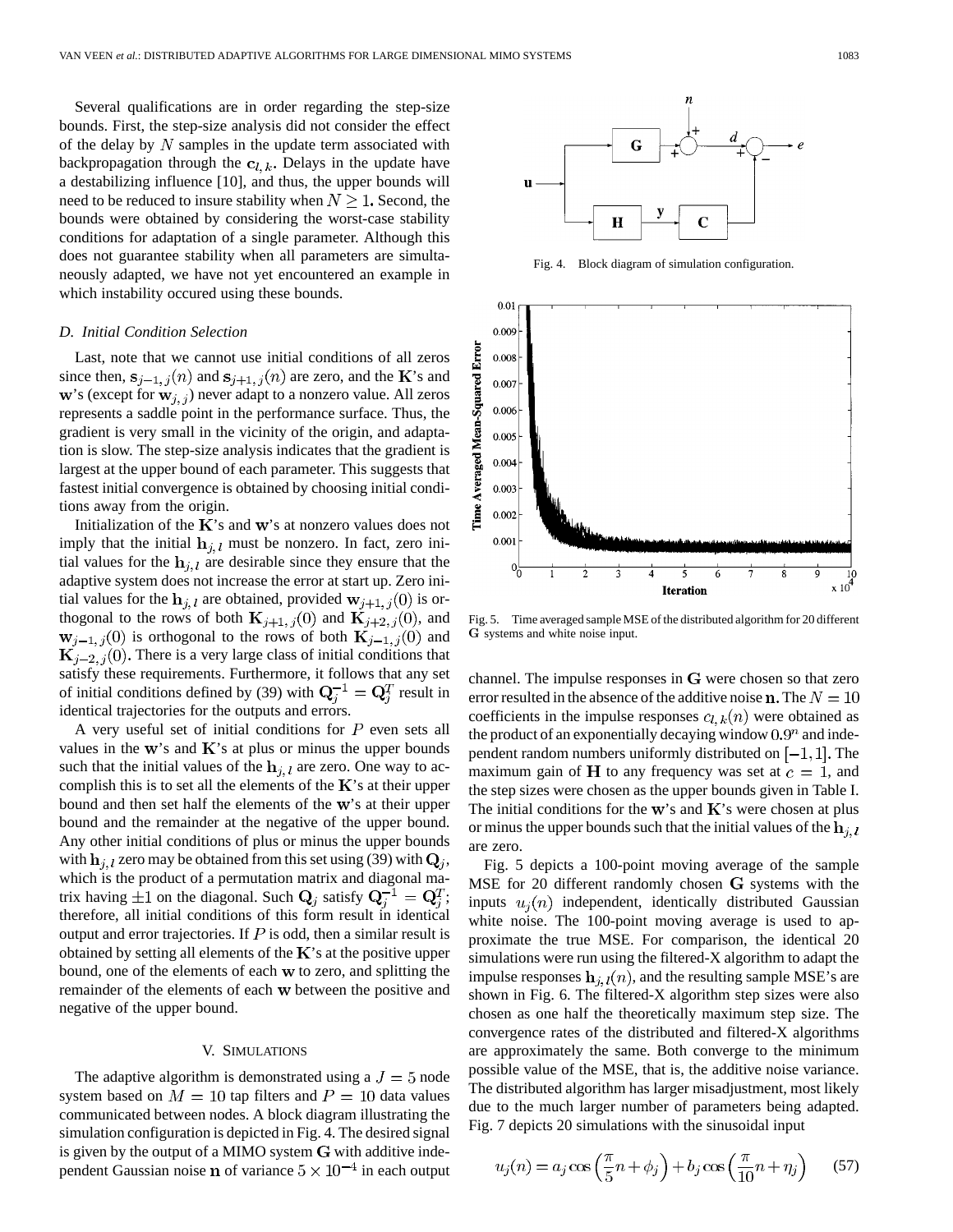Several qualifications are in order regarding the step-size bounds. First, the step-size analysis did not consider the effect of the delay by $N$ samples in the update term associated with backpropagation through the $\mathbf{c}_{l,k}$. Delays in the update have a destabilizing influence [10], and thus, the upper bounds will need to be reduced to insure stability when $N \geq 1$. Second, the bounds were obtained by considering the worst-case stability conditions for adaptation of a single parameter. Although this does not guarantee stability when all parameters are simultaneously adapted, we have not yet encountered an example in which instability occured using these bounds.

### D. Initial Condition Selection

Last, note that we cannot use initial conditions of all zeros since then, $\mathbf{s}_{j-1,j}(n)$ and $\mathbf{s}_{j+1,j}(n)$ are zero, and the $\mathbf{K}$'s and $\mathbf{w}$'s (except for $\mathbf{w}_{j,j}$) never adapt to a nonzero value. All zeros represents a saddle point in the performance surface. Thus, the gradient is very small in the vicinity of the origin, and adaptation is slow. The step-size analysis indicates that the gradient is largest at the upper bound of each parameter. This suggests that fastest initial convergence is obtained by choosing initial conditions away from the origin.

Initialization of the $\mathbf{K}$'s and $\mathbf{w}$'s at nonzero values does not imply that the initial $\mathbf{h}_{j,l}$ must be nonzero. In fact, zero initial values for the $\mathbf{h}_{j,l}$ are desirable since they ensure that the adaptive system does not increase the error at start up. Zero initial values for the $\mathbf{h}_{j,l}$ are obtained, provided $\mathbf{w}_{j+1,j}(0)$ is orthogonal to the rows of both $\mathbf{K}_{j+1,j}(0)$ and $\mathbf{K}_{j+2,j}(0)$, and $\mathbf{w}_{j-1,j}(0)$ is orthogonal to the rows of both $\mathbf{K}_{j-1,j}(0)$ and $\mathbf{K}_{j-2,j}(0)$. There is a very large class of initial conditions that satisfy these requirements. Furthermore, it follows that any set of initial conditions defined by (39) with $\mathbf{Q}_j^{-1} = \mathbf{Q}_j^T$ result in identical trajectories for the outputs and errors.

A very useful set of initial conditions for $P$ even sets all values in the $\mathbf{w}$'s and $\mathbf{K}$'s at plus or minus the upper bounds such that the initial values of the $\mathbf{h}_{j,l}$ are zero. One way to accomplish this is to set all the elements of the $\mathbf{K}$'s at their upper bound and then set half the elements of the $\mathbf{w}$'s at their upper bound and the remainder at the negative of the upper bound. Any other initial conditions of plus or minus the upper bounds with $\mathbf{h}_{j,l}$ zero may be obtained from this set using (39) with $\mathbf{Q}_j$, which is the product of a permutation matrix and diagonal matrix having $\pm 1$ on the diagonal. Such $\mathbf{Q}_j$ satisfy $\mathbf{Q}_j^{-1} = \mathbf{Q}_j^T$; therefore, all initial conditions of this form result in identical output and error trajectories. If $P$ is odd, then a similar result is obtained by setting all elements of the $\mathbf{K}$'s at the positive upper bound, one of the elements of each $\mathbf{w}$ to zero, and splitting the remainder of the elements of each $\mathbf{w}$ between the positive and negative of the upper bound.

## V. Simulations

The adaptive algorithm is demonstrated using a $J = 5$ node system based on $M = 10$ tap filters and $P = 10$ data values communicated between nodes. A block diagram illustrating the simulation configuration is depicted in Fig. 4. The desired signal is given by the output of a MIMO system $\mathbf{G}$ with additive independent Gaussian noise $\mathbf{n}$ of variance $5 \times 10^{-4}$ in each output channel. The impulse responses in $\mathbf{G}$ were chosen so that zero error resulted in the absence of the additive noise $\mathbf{n}$. The $N = 10$ coefficients in the impulse responses $c_{l,k}(n)$ were obtained as the product of an exponentially decaying window $0.9^n$ and independent random numbers uniformly distributed on $[-1, 1]$. The maximum gain of $\mathbf{H}$ to any frequency was set at $c = 1$, and the step sizes were chosen as the upper bounds given in Table I. The initial conditions for the $\mathbf{w}$'s and $\mathbf{K}$'s were chosen at plus or minus the upper bounds such that the initial values of the $\mathbf{h}_{j,l}$ are zero.

Fig. 4. Block diagram of simulation configuration.

Fig. 5. Time averaged sample MSE of the distributed algorithm for 20 different $\mathbf{G}$ systems and white noise input.

Fig. 5 depicts a 100-point moving average of the sample MSE for 20 different randomly chosen $\mathbf{G}$ systems with the inputs $u_j(n)$ independent, identically distributed Gaussian white noise. The 100-point moving average is used to approximate the true MSE. For comparison, the identical 20 simulations were run using the filtered-X algorithm to adapt the impulse responses $\mathbf{h}_{j,l}(n)$, and the resulting sample MSE's are shown in Fig. 6. The filtered-X algorithm step sizes were also chosen as one half the theoretically maximum step size. The convergence rates of the distributed and filtered-X algorithms are approximately the same. Both converge to the minimum possible value of the MSE, that is, the additive noise variance. The distributed algorithm has larger misadjustment, most likely due to the much larger number of parameters being adapted. Fig. 7 depicts 20 simulations with the sinusoidal input

$$u_j(n) = a_j \cos\left(\frac{\pi}{5}n + \phi_j\right) + b_j \cos\left(\frac{\pi}{10}n + \eta_j\right) \qquad (57)$$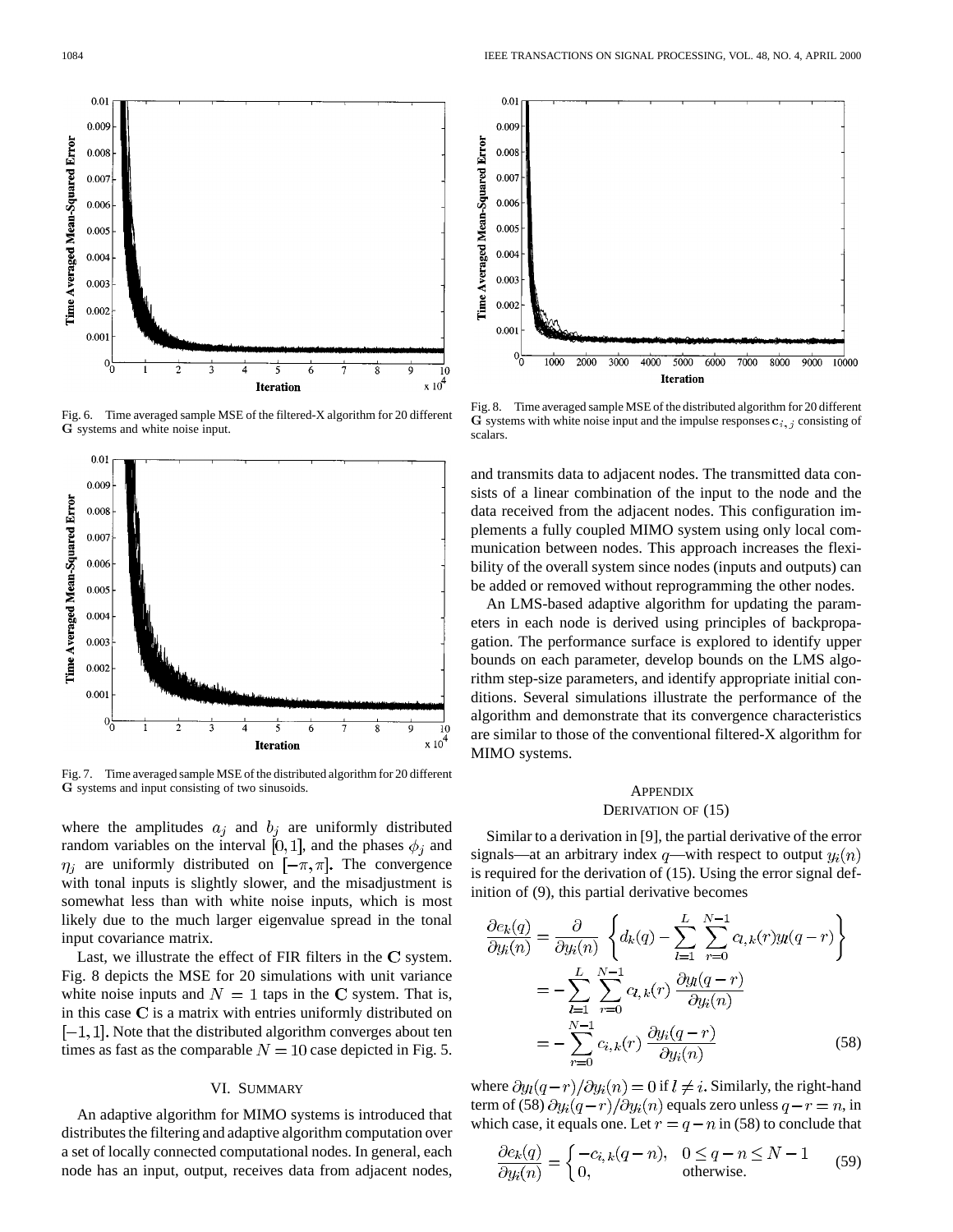Fig. 6. Time averaged sample MSE of the filtered-X algorithm for 20 different $\mathbf{G}$ systems and white noise input.

Fig. 7. Time averaged sample MSE of the distributed algorithm for 20 different $\mathbf{G}$ systems and input consisting of two sinusoids.

where the amplitudes $a_j$ and $b_j$ are uniformly distributed random variables on the interval $[0, 1]$, and the phases $\phi_j$ and $\eta_j$ are uniformly distributed on $[-\pi, \pi]$. The convergence with tonal inputs is slightly slower, and the misadjustment is somewhat less than with white noise inputs, which is most likely due to the much larger eigenvalue spread in the tonal input covariance matrix.

Last, we illustrate the effect of FIR filters in the $\mathbf{C}$ system. Fig. 8 depicts the MSE for 20 simulations with unit variance white noise inputs and $N = 1$ taps in the $\mathbf{C}$ system. That is, in this case $\mathbf{C}$ is a matrix with entries uniformly distributed on $[-1, 1]$. Note that the distributed algorithm converges about ten times as fast as the comparable $N = 10$ case depicted in Fig. 5.

## VI. Summary

An adaptive algorithm for MIMO systems is introduced that distributes the filtering and adaptive algorithm computation over a set of locally connected computational nodes. In general, each node has an input, output, receives data from adjacent nodes, and transmits data to adjacent nodes. The transmitted data consists of a linear combination of the input to the node and the data received from the adjacent nodes. This configuration implements a fully coupled MIMO system using only local communication between nodes. This approach increases the flexibility of the overall system since nodes (inputs and outputs) can be added or removed without reprogramming the other nodes.

An LMS-based adaptive algorithm for updating the parameters in each node is derived using principles of backpropagation. The performance surface is explored to identify upper bounds on each parameter, develop bounds on the LMS algorithm step-size parameters, and identify appropriate initial conditions. Several simulations illustrate the performance of the algorithm and demonstrate that its convergence characteristics are similar to those of the conventional filtered-X algorithm for MIMO systems.

Fig. 8. Time averaged sample MSE of the distributed algorithm for 20 different $\mathbf{G}$ systems with white noise input and the impulse responses $\mathbf{c}_{i,j}$ consisting of scalars.

## Appendix
## Derivation of (15)

Similar to a derivation in [9], the partial derivative of the error signals—at an arbitrary index $q$—with respect to output $y_i(n)$ is required for the derivation of (15). Using the error signal definition of (9), this partial derivative becomes

$$\begin{aligned}\frac{\partial e_k(q)}{\partial y_i(n)} &= \frac{\partial}{\partial y_i(n)} \left\{ d_k(q) - \sum_{l=1}^{L} \sum_{r=0}^{N-1} c_{l,k}(r) y_l(q-r) \right\} \\ &= -\sum_{l=1}^{L} \sum_{r=0}^{N-1} c_{l,k}(r) \frac{\partial y_l(q-r)}{\partial y_i(n)} \\ &= -\sum_{r=0}^{N-1} c_{i,k}(r) \frac{\partial y_i(q-r)}{\partial y_i(n)} \end{aligned} \tag{58}$$

where $\partial y_l(q-r)/\partial y_i(n) = 0$ if $l \neq i$. Similarly, the right-hand term of (58) $\partial y_i(q-r)/\partial y_i(n)$ equals zero unless $q - r = n$, in which case, it equals one. Let $r = q - n$ in (58) to conclude that

$$\frac{\partial e_k(q)}{\partial y_i(n)} = \begin{cases} -c_{i,k}(q-n), & 0 \leq q-n \leq N-1 \\ 0, & \text{otherwise.} \end{cases} \tag{59}$$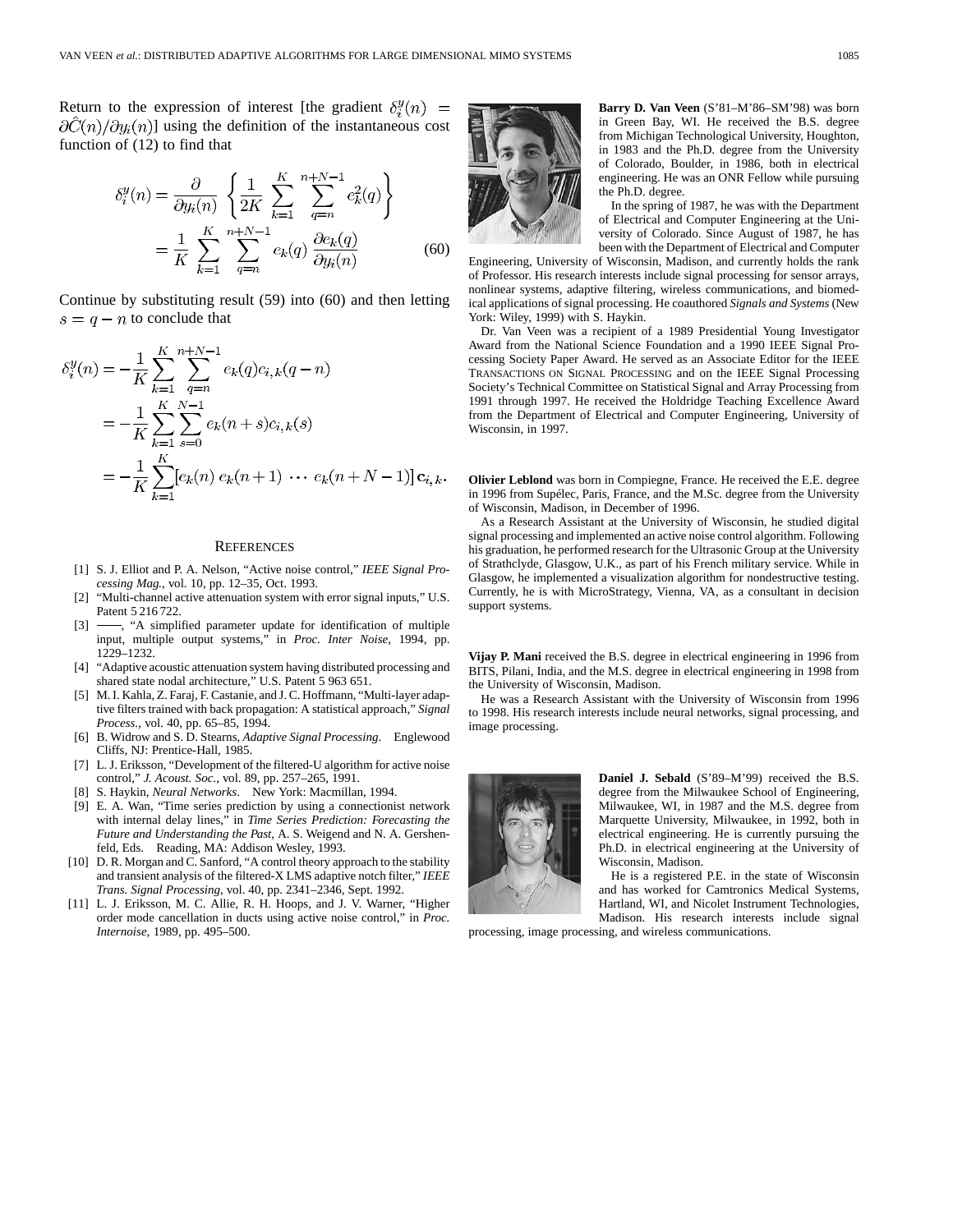Return to the expression of interest [the gradient $\delta_i^y(n) = \partial \hat{C}(n)/\partial y_i(n)$] using the definition of the instantaneous cost function of (12) to find that

$$
\begin{aligned}
\delta_i^y(n) &= \frac{\partial}{\partial y_i(n)} \left\{ \frac{1}{2K} \sum_{k=1}^{K} \sum_{q=n}^{n+N-1} e_k^2(q) \right\} \\
&= \frac{1}{K} \sum_{k=1}^{K} \sum_{q=n}^{n+N-1} e_k(q) \frac{\partial e_k(q)}{\partial y_i(n)} \qquad (60)
\end{aligned}
$$

Continue by substituting result (59) into (60) and then letting $s = q - n$ to conclude that

$$
\begin{aligned}
\delta_i^y(n) &= -\frac{1}{K} \sum_{k=1}^{K} \sum_{q=n}^{n+N-1} e_k(q) c_{i,k}(q-n) \\
&= -\frac{1}{K} \sum_{k=1}^{K} \sum_{s=0}^{N-1} e_k(n+s) c_{i,k}(s) \\
&= -\frac{1}{K} \sum_{k=1}^{K} [e_k(n)\ e_k(n+1)\ \cdots\ e_k(n+N-1)]\, \mathbf{c}_{i,k}.
\end{aligned}
$$

## References

[1] S. J. Elliot and P. A. Nelson, "Active noise control," *IEEE Signal Processing Mag.*, vol. 10, pp. 12–35, Oct. 1993.

[2] "Multi-channel active attenuation system with error signal inputs," U.S. Patent 5 216 722.

[3] ——, "A simplified parameter update for identification of multiple input, multiple output systems," in *Proc. Inter Noise*, 1994, pp. 1229–1232.

[4] "Adaptive acoustic attenuation system having distributed processing and shared state nodal architecture," U.S. Patent 5 963 651.

[5] M. I. Kahla, Z. Faraj, F. Castanie, and J. C. Hoffmann, "Multi-layer adaptive filters trained with back propagation: A statistical approach," *Signal Process.*, vol. 40, pp. 65–85, 1994.

[6] B. Widrow and S. D. Stearns, *Adaptive Signal Processing*. Englewood Cliffs, NJ: Prentice-Hall, 1985.

[7] L. J. Eriksson, "Development of the filtered-U algorithm for active noise control," *J. Acoust. Soc.*, vol. 89, pp. 257–265, 1991.

[8] S. Haykin, *Neural Networks*. New York: Macmillan, 1994.

[9] E. A. Wan, "Time series prediction by using a connectionist network with internal delay lines," in *Time Series Prediction: Forecasting the Future and Understanding the Past*, A. S. Weigend and N. A. Gershenfeld, Eds. Reading, MA: Addison Wesley, 1993.

[10] D. R. Morgan and C. Sanford, "A control theory approach to the stability and transient analysis of the filtered-X LMS adaptive notch filter," *IEEE Trans. Signal Processing*, vol. 40, pp. 2341–2346, Sept. 1992.

[11] L. J. Eriksson, M. C. Allie, R. H. Hoops, and J. V. Warner, "Higher order mode cancellation in ducts using active noise control," in *Proc. Internoise*, 1989, pp. 495–500.

**Barry D. Van Veen** (S'81–M'86–SM'98) was born in Green Bay, WI. He received the B.S. degree from Michigan Technological University, Houghton, in 1983 and the Ph.D. degree from the University of Colorado, Boulder, in 1986, both in electrical engineering. He was an ONR Fellow while pursuing the Ph.D. degree.

In the spring of 1987, he was with the Department of Electrical and Computer Engineering at the University of Colorado. Since August of 1987, he has been with the Department of Electrical and Computer Engineering, University of Wisconsin, Madison, and currently holds the rank of Professor. His research interests include signal processing for sensor arrays, nonlinear systems, adaptive filtering, wireless communications, and biomedical applications of signal processing. He coauthored *Signals and Systems* (New York: Wiley, 1999) with S. Haykin.

Dr. Van Veen was a recipient of a 1989 Presidential Young Investigator Award from the National Science Foundation and a 1990 IEEE Signal Processing Society Paper Award. He served as an Associate Editor for the IEEE TRANSACTIONS ON SIGNAL PROCESSING and on the IEEE Signal Processing Society's Technical Committee on Statistical Signal and Array Processing from 1991 through 1997. He received the Holdridge Teaching Excellence Award from the Department of Electrical and Computer Engineering, University of Wisconsin, in 1997.

**Olivier Leblond** was born in Compiegne, France. He received the E.E. degree in 1996 from Supélec, Paris, France, and the M.Sc. degree from the University of Wisconsin, Madison, in December of 1996.

As a Research Assistant at the University of Wisconsin, he studied digital signal processing and implemented an active noise control algorithm. Following his graduation, he performed research for the Ultrasonic Group at the University of Strathclyde, Glasgow, U.K., as part of his French military service. While in Glasgow, he implemented a visualization algorithm for nondestructive testing. Currently, he is with MicroStrategy, Vienna, VA, as a consultant in decision support systems.

**Vijay P. Mani** received the B.S. degree in electrical engineering in 1996 from BITS, Pilani, India, and the M.S. degree in electrical engineering in 1998 from the University of Wisconsin, Madison.

He was a Research Assistant with the University of Wisconsin from 1996 to 1998. His research interests include neural networks, signal processing, and image processing.

**Daniel J. Sebald** (S'89–M'99) received the B.S. degree from the Milwaukee School of Engineering, Milwaukee, WI, in 1987 and the M.S. degree from Marquette University, Milwaukee, in 1992, both in electrical engineering. He is currently pursuing the Ph.D. in electrical engineering at the University of Wisconsin, Madison.

He is a registered P.E. in the state of Wisconsin and has worked for Camtronics Medical Systems, Hartland, WI, and Nicolet Instrument Technologies, Madison. His research interests include signal processing, image processing, and wireless communications.